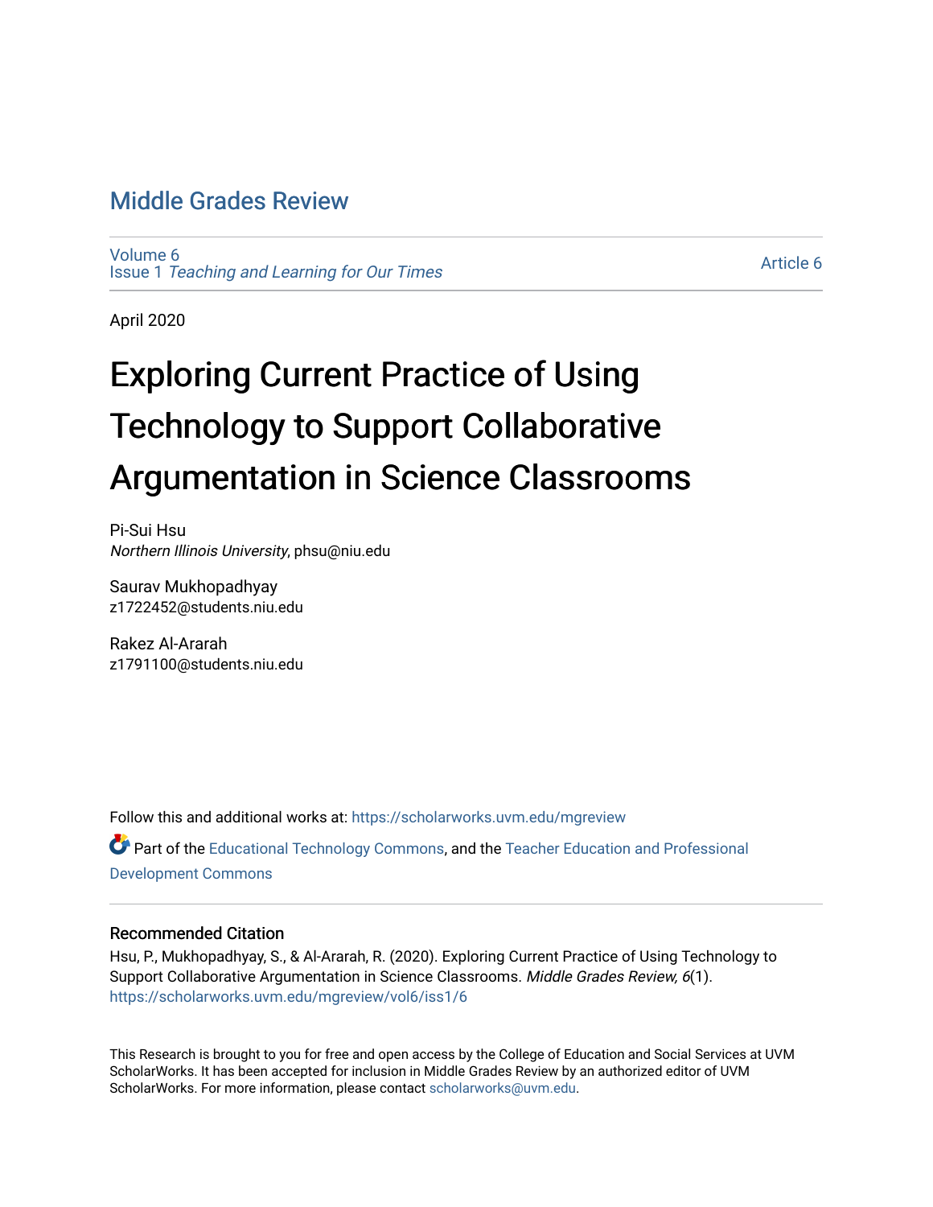Middle Grades Review

Volume 6
Issue 1 *Teaching and Learning for Our Times*

Article 6

April 2020

# Exploring Current Practice of Using Technology to Support Collaborative Argumentation in Science Classrooms

Pi-Sui Hsu
*Northern Illinois University*, phsu@niu.edu

Saurav Mukhopadhyay
z1722452@students.niu.edu

Rakez Al-Ararah
z1791100@students.niu.edu

Follow this and additional works at: https://scholarworks.uvm.edu/mgreview

Part of the Educational Technology Commons, and the Teacher Education and Professional Development Commons

## Recommended Citation

Hsu, P., Mukhopadhyay, S., & Al-Ararah, R. (2020). Exploring Current Practice of Using Technology to Support Collaborative Argumentation in Science Classrooms. *Middle Grades Review, 6*(1).
https://scholarworks.uvm.edu/mgreview/vol6/iss1/6

This Research is brought to you for free and open access by the College of Education and Social Services at UVM ScholarWorks. It has been accepted for inclusion in Middle Grades Review by an authorized editor of UVM ScholarWorks. For more information, please contact scholarworks@uvm.edu.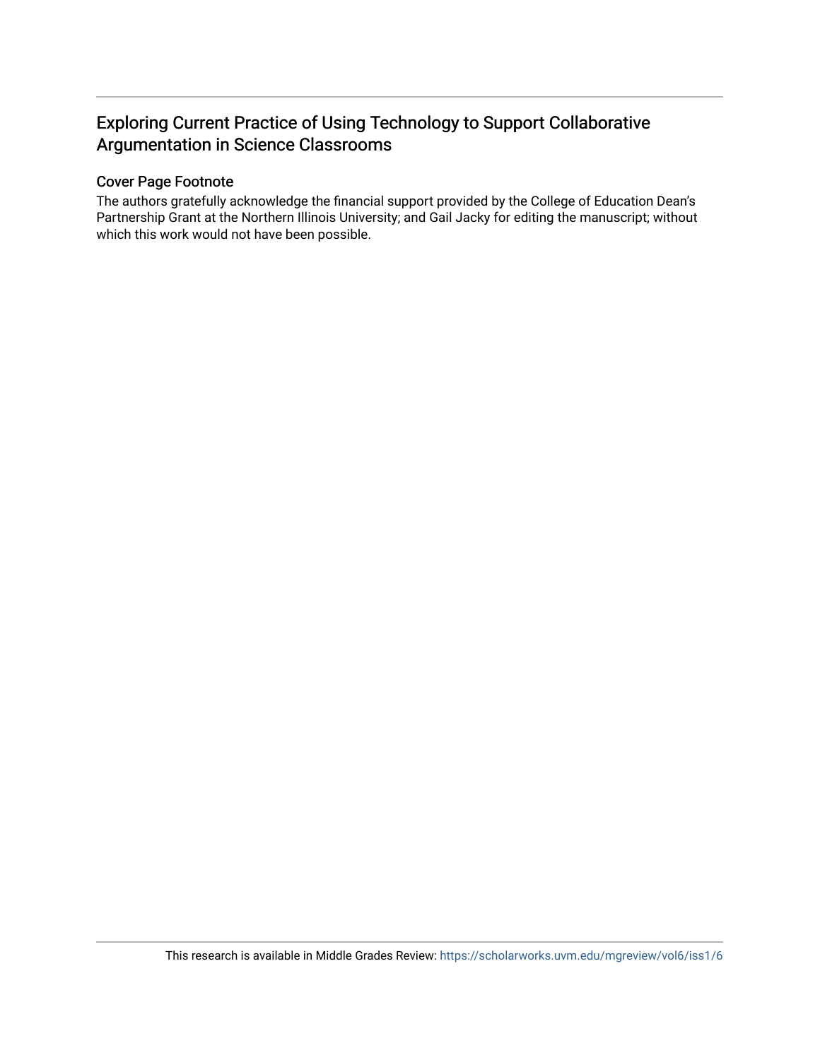# Exploring Current Practice of Using Technology to Support Collaborative Argumentation in Science Classrooms

## Cover Page Footnote

The authors gratefully acknowledge the financial support provided by the College of Education Dean's Partnership Grant at the Northern Illinois University; and Gail Jacky for editing the manuscript; without which this work would not have been possible.

This research is available in Middle Grades Review: https://scholarworks.uvm.edu/mgreview/vol6/iss1/6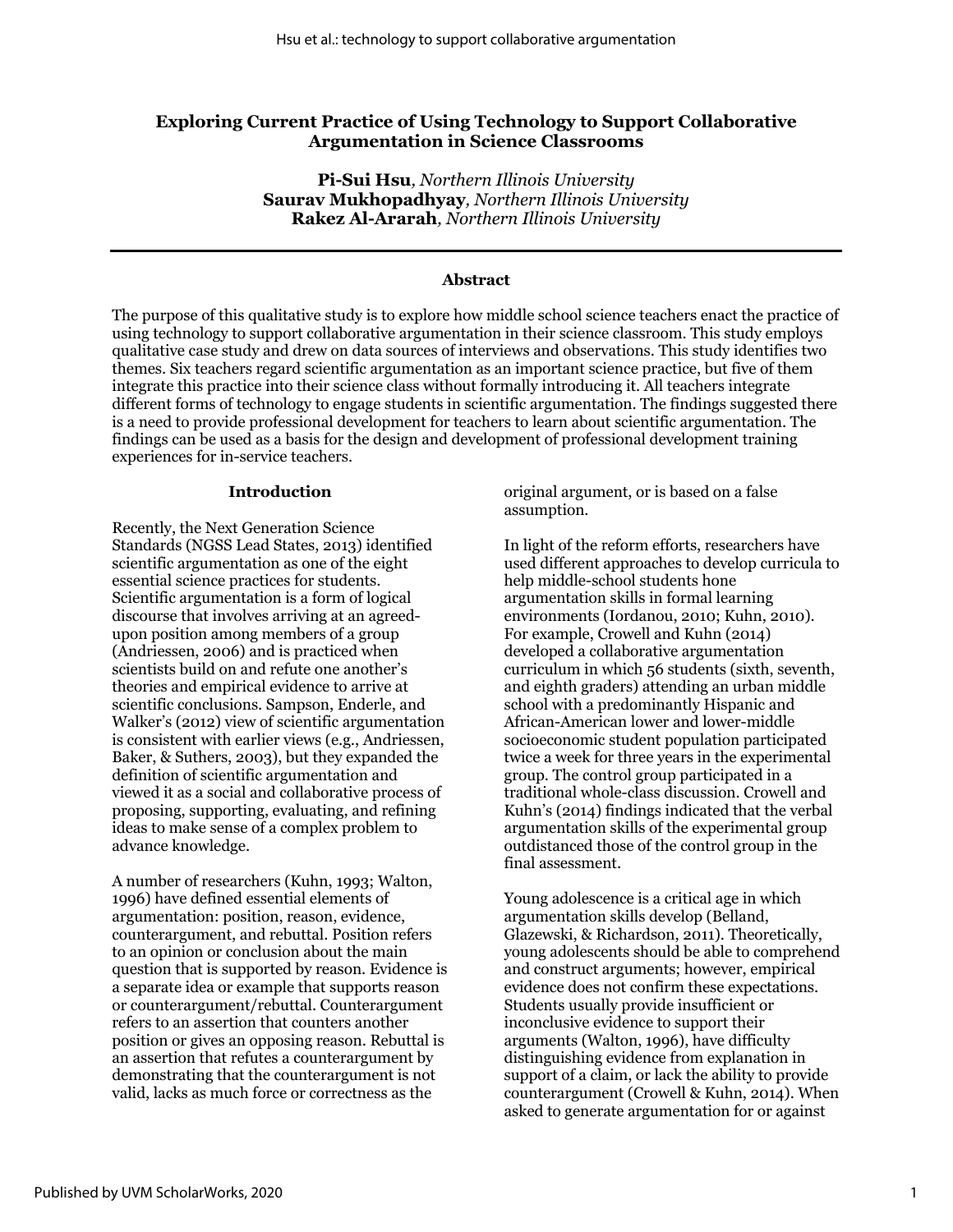# Exploring Current Practice of Using Technology to Support Collaborative Argumentation in Science Classrooms

**Pi-Sui Hsu**, *Northern Illinois University*
**Saurav Mukhopadhyay**, *Northern Illinois University*
**Rakez Al-Ararah**, *Northern Illinois University*

---

### Abstract

The purpose of this qualitative study is to explore how middle school science teachers enact the practice of using technology to support collaborative argumentation in their science classroom. This study employs qualitative case study and drew on data sources of interviews and observations. This study identifies two themes. Six teachers regard scientific argumentation as an important science practice, but five of them integrate this practice into their science class without formally introducing it. All teachers integrate different forms of technology to engage students in scientific argumentation. The findings suggested there is a need to provide professional development for teachers to learn about scientific argumentation. The findings can be used as a basis for the design and development of professional development training experiences for in-service teachers.

### Introduction

Recently, the Next Generation Science Standards (NGSS Lead States, 2013) identified scientific argumentation as one of the eight essential science practices for students. Scientific argumentation is a form of logical discourse that involves arriving at an agreed-upon position among members of a group (Andriessen, 2006) and is practiced when scientists build on and refute one another's theories and empirical evidence to arrive at scientific conclusions. Sampson, Enderle, and Walker's (2012) view of scientific argumentation is consistent with earlier views (e.g., Andriessen, Baker, & Suthers, 2003), but they expanded the definition of scientific argumentation and viewed it as a social and collaborative process of proposing, supporting, evaluating, and refining ideas to make sense of a complex problem to advance knowledge.

A number of researchers (Kuhn, 1993; Walton, 1996) have defined essential elements of argumentation: position, reason, evidence, counterargument, and rebuttal. Position refers to an opinion or conclusion about the main question that is supported by reason. Evidence is a separate idea or example that supports reason or counterargument/rebuttal. Counterargument refers to an assertion that counters another position or gives an opposing reason. Rebuttal is an assertion that refutes a counterargument by demonstrating that the counterargument is not valid, lacks as much force or correctness as the original argument, or is based on a false assumption.

In light of the reform efforts, researchers have used different approaches to develop curricula to help middle-school students hone argumentation skills in formal learning environments (Iordanou, 2010; Kuhn, 2010). For example, Crowell and Kuhn (2014) developed a collaborative argumentation curriculum in which 56 students (sixth, seventh, and eighth graders) attending an urban middle school with a predominantly Hispanic and African-American lower and lower-middle socioeconomic student population participated twice a week for three years in the experimental group. The control group participated in a traditional whole-class discussion. Crowell and Kuhn's (2014) findings indicated that the verbal argumentation skills of the experimental group outdistanced those of the control group in the final assessment.

Young adolescence is a critical age in which argumentation skills develop (Belland, Glazewski, & Richardson, 2011). Theoretically, young adolescents should be able to comprehend and construct arguments; however, empirical evidence does not confirm these expectations. Students usually provide insufficient or inconclusive evidence to support their arguments (Walton, 1996), have difficulty distinguishing evidence from explanation in support of a claim, or lack the ability to provide counterargument (Crowell & Kuhn, 2014). When asked to generate argumentation for or against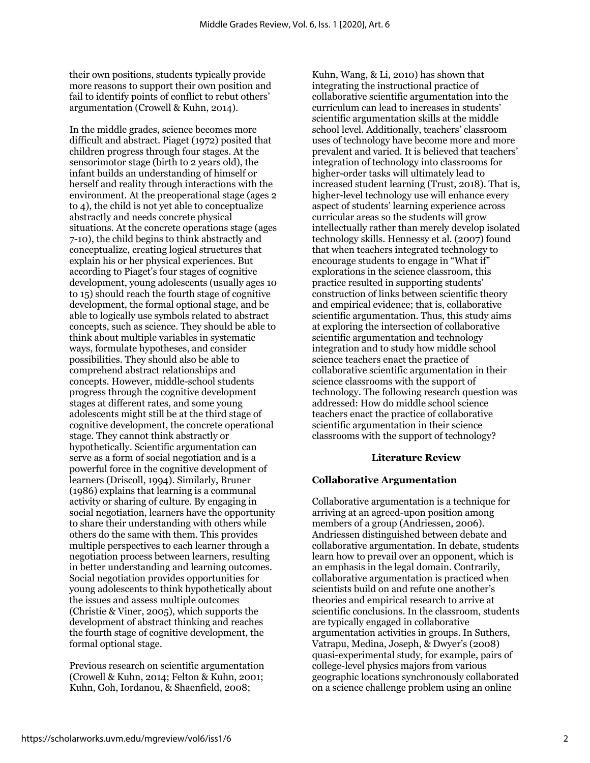their own positions, students typically provide more reasons to support their own position and fail to identify points of conflict to rebut others' argumentation (Crowell & Kuhn, 2014).

In the middle grades, science becomes more difficult and abstract. Piaget (1972) posited that children progress through four stages. At the sensorimotor stage (birth to 2 years old), the infant builds an understanding of himself or herself and reality through interactions with the environment. At the preoperational stage (ages 2 to 4), the child is not yet able to conceptualize abstractly and needs concrete physical situations. At the concrete operations stage (ages 7-10), the child begins to think abstractly and conceptualize, creating logical structures that explain his or her physical experiences. But according to Piaget's four stages of cognitive development, young adolescents (usually ages 10 to 15) should reach the fourth stage of cognitive development, the formal optional stage, and be able to logically use symbols related to abstract concepts, such as science. They should be able to think about multiple variables in systematic ways, formulate hypotheses, and consider possibilities. They should also be able to comprehend abstract relationships and concepts. However, middle-school students progress through the cognitive development stages at different rates, and some young adolescents might still be at the third stage of cognitive development, the concrete operational stage. They cannot think abstractly or hypothetically. Scientific argumentation can serve as a form of social negotiation and is a powerful force in the cognitive development of learners (Driscoll, 1994). Similarly, Bruner (1986) explains that learning is a communal activity or sharing of culture. By engaging in social negotiation, learners have the opportunity to share their understanding with others while others do the same with them. This provides multiple perspectives to each learner through a negotiation process between learners, resulting in better understanding and learning outcomes. Social negotiation provides opportunities for young adolescents to think hypothetically about the issues and assess multiple outcomes (Christie & Viner, 2005), which supports the development of abstract thinking and reaches the fourth stage of cognitive development, the formal optional stage.

Previous research on scientific argumentation (Crowell & Kuhn, 2014; Felton & Kuhn, 2001; Kuhn, Goh, Iordanou, & Shaenfield, 2008; Kuhn, Wang, & Li, 2010) has shown that integrating the instructional practice of collaborative scientific argumentation into the curriculum can lead to increases in students' scientific argumentation skills at the middle school level. Additionally, teachers' classroom uses of technology have become more and more prevalent and varied. It is believed that teachers' integration of technology into classrooms for higher-order tasks will ultimately lead to increased student learning (Trust, 2018). That is, higher-level technology use will enhance every aspect of students' learning experience across curricular areas so the students will grow intellectually rather than merely develop isolated technology skills. Hennessy et al. (2007) found that when teachers integrated technology to encourage students to engage in "What if" explorations in the science classroom, this practice resulted in supporting students' construction of links between scientific theory and empirical evidence; that is, collaborative scientific argumentation. Thus, this study aims at exploring the intersection of collaborative scientific argumentation and technology integration and to study how middle school science teachers enact the practice of collaborative scientific argumentation in their science classrooms with the support of technology. The following research question was addressed: How do middle school science teachers enact the practice of collaborative scientific argumentation in their science classrooms with the support of technology?

## Literature Review

### Collaborative Argumentation

Collaborative argumentation is a technique for arriving at an agreed-upon position among members of a group (Andriessen, 2006). Andriessen distinguished between debate and collaborative argumentation. In debate, students learn how to prevail over an opponent, which is an emphasis in the legal domain. Contrarily, collaborative argumentation is practiced when scientists build on and refute one another's theories and empirical research to arrive at scientific conclusions. In the classroom, students are typically engaged in collaborative argumentation activities in groups. In Suthers, Vatrapu, Medina, Joseph, & Dwyer's (2008) quasi-experimental study, for example, pairs of college-level physics majors from various geographic locations synchronously collaborated on a science challenge problem using an online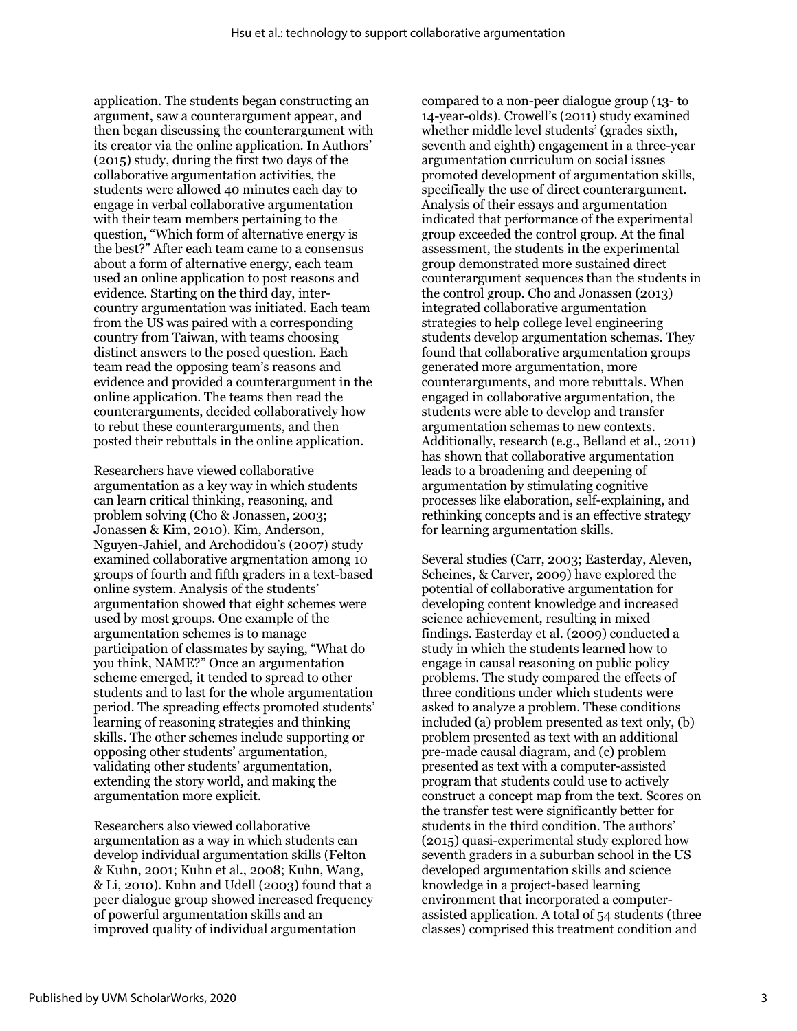application. The students began constructing an argument, saw a counterargument appear, and then began discussing the counterargument with its creator via the online application. In Authors' (2015) study, during the first two days of the collaborative argumentation activities, the students were allowed 40 minutes each day to engage in verbal collaborative argumentation with their team members pertaining to the question, "Which form of alternative energy is the best?" After each team came to a consensus about a form of alternative energy, each team used an online application to post reasons and evidence. Starting on the third day, inter-country argumentation was initiated. Each team from the US was paired with a corresponding country from Taiwan, with teams choosing distinct answers to the posed question. Each team read the opposing team's reasons and evidence and provided a counterargument in the online application. The teams then read the counterarguments, decided collaboratively how to rebut these counterarguments, and then posted their rebuttals in the online application.

Researchers have viewed collaborative argumentation as a key way in which students can learn critical thinking, reasoning, and problem solving (Cho & Jonassen, 2003; Jonassen & Kim, 2010). Kim, Anderson, Nguyen-Jahiel, and Archodidou's (2007) study examined collaborative argmentation among 10 groups of fourth and fifth graders in a text-based online system. Analysis of the students' argumentation showed that eight schemes were used by most groups. One example of the argumentation schemes is to manage participation of classmates by saying, "What do you think, NAME?" Once an argumentation scheme emerged, it tended to spread to other students and to last for the whole argumentation period. The spreading effects promoted students' learning of reasoning strategies and thinking skills. The other schemes include supporting or opposing other students' argumentation, validating other students' argumentation, extending the story world, and making the argumentation more explicit.

Researchers also viewed collaborative argumentation as a way in which students can develop individual argumentation skills (Felton & Kuhn, 2001; Kuhn et al., 2008; Kuhn, Wang, & Li, 2010). Kuhn and Udell (2003) found that a peer dialogue group showed increased frequency of powerful argumentation skills and an improved quality of individual argumentation compared to a non-peer dialogue group (13- to 14-year-olds). Crowell's (2011) study examined whether middle level students' (grades sixth, seventh and eighth) engagement in a three-year argumentation curriculum on social issues promoted development of argumentation skills, specifically the use of direct counterargument. Analysis of their essays and argumentation indicated that performance of the experimental group exceeded the control group. At the final assessment, the students in the experimental group demonstrated more sustained direct counterargument sequences than the students in the control group. Cho and Jonassen (2013) integrated collaborative argumentation strategies to help college level engineering students develop argumentation schemas. They found that collaborative argumentation groups generated more argumentation, more counterarguments, and more rebuttals. When engaged in collaborative argumentation, the students were able to develop and transfer argumentation schemas to new contexts. Additionally, research (e.g., Belland et al., 2011) has shown that collaborative argumentation leads to a broadening and deepening of argumentation by stimulating cognitive processes like elaboration, self-explaining, and rethinking concepts and is an effective strategy for learning argumentation skills.

Several studies (Carr, 2003; Easterday, Aleven, Scheines, & Carver, 2009) have explored the potential of collaborative argumentation for developing content knowledge and increased science achievement, resulting in mixed findings. Easterday et al. (2009) conducted a study in which the students learned how to engage in causal reasoning on public policy problems. The study compared the effects of three conditions under which students were asked to analyze a problem. These conditions included (a) problem presented as text only, (b) problem presented as text with an additional pre-made causal diagram, and (c) problem presented as text with a computer-assisted program that students could use to actively construct a concept map from the text. Scores on the transfer test were significantly better for students in the third condition. The authors' (2015) quasi-experimental study explored how seventh graders in a suburban school in the US developed argumentation skills and science knowledge in a project-based learning environment that incorporated a computer-assisted application. A total of 54 students (three classes) comprised this treatment condition and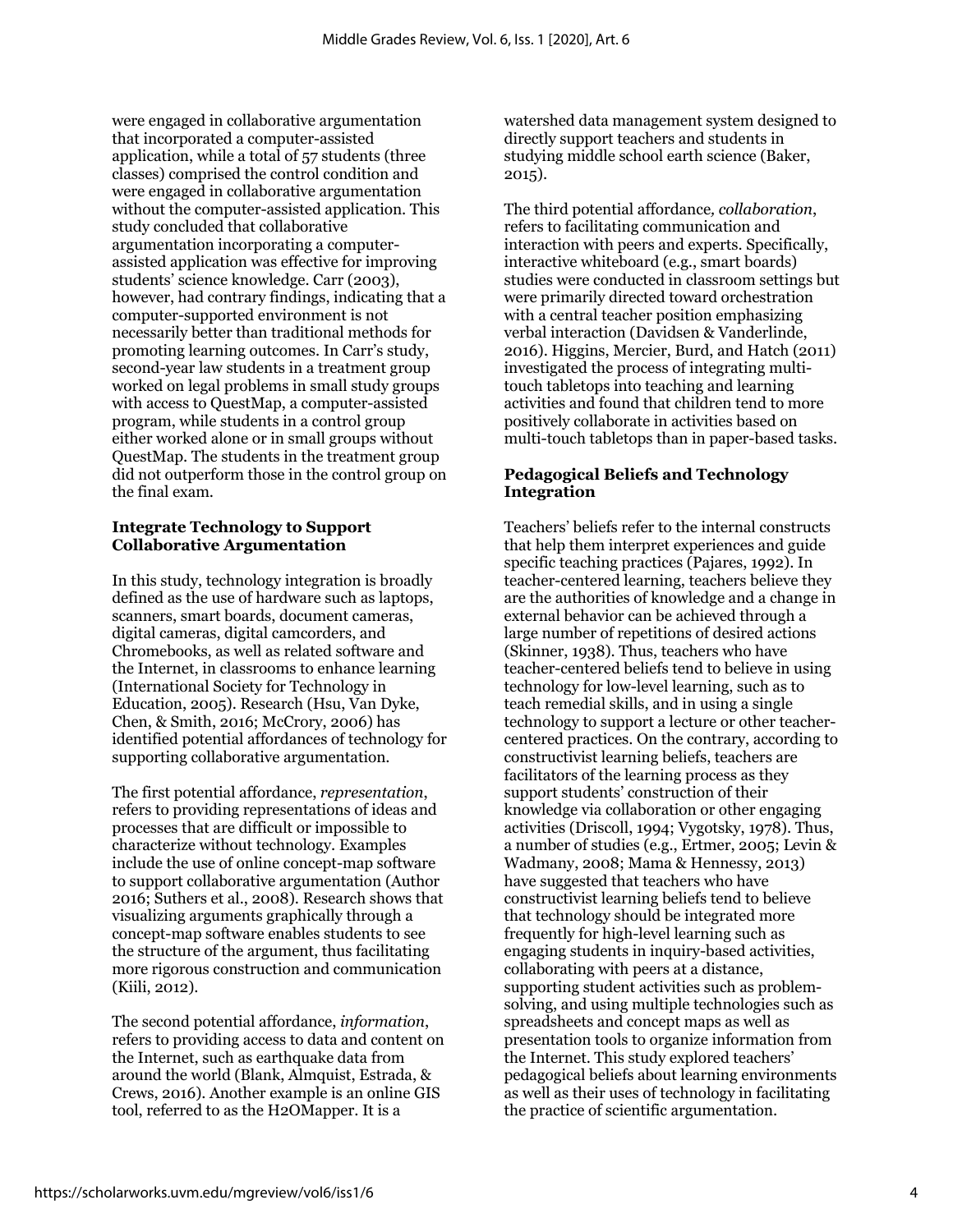were engaged in collaborative argumentation that incorporated a computer-assisted application, while a total of 57 students (three classes) comprised the control condition and were engaged in collaborative argumentation without the computer-assisted application. This study concluded that collaborative argumentation incorporating a computer-assisted application was effective for improving students' science knowledge. Carr (2003), however, had contrary findings, indicating that a computer-supported environment is not necessarily better than traditional methods for promoting learning outcomes. In Carr's study, second-year law students in a treatment group worked on legal problems in small study groups with access to QuestMap, a computer-assisted program, while students in a control group either worked alone or in small groups without QuestMap. The students in the treatment group did not outperform those in the control group on the final exam.

### Integrate Technology to Support Collaborative Argumentation

In this study, technology integration is broadly defined as the use of hardware such as laptops, scanners, smart boards, document cameras, digital cameras, digital camcorders, and Chromebooks, as well as related software and the Internet, in classrooms to enhance learning (International Society for Technology in Education, 2005). Research (Hsu, Van Dyke, Chen, & Smith, 2016; McCrory, 2006) has identified potential affordances of technology for supporting collaborative argumentation.

The first potential affordance, *representation*, refers to providing representations of ideas and processes that are difficult or impossible to characterize without technology. Examples include the use of online concept-map software to support collaborative argumentation (Author 2016; Suthers et al., 2008). Research shows that visualizing arguments graphically through a concept-map software enables students to see the structure of the argument, thus facilitating more rigorous construction and communication (Kiili, 2012).

The second potential affordance, *information*, refers to providing access to data and content on the Internet, such as earthquake data from around the world (Blank, Almquist, Estrada, & Crews, 2016). Another example is an online GIS tool, referred to as the H2OMapper. It is a watershed data management system designed to directly support teachers and students in studying middle school earth science (Baker, 2015).

The third potential affordance, *collaboration*, refers to facilitating communication and interaction with peers and experts. Specifically, interactive whiteboard (e.g., smart boards) studies were conducted in classroom settings but were primarily directed toward orchestration with a central teacher position emphasizing verbal interaction (Davidsen & Vanderlinde, 2016). Higgins, Mercier, Burd, and Hatch (2011) investigated the process of integrating multi-touch tabletops into teaching and learning activities and found that children tend to more positively collaborate in activities based on multi-touch tabletops than in paper-based tasks.

### Pedagogical Beliefs and Technology Integration

Teachers' beliefs refer to the internal constructs that help them interpret experiences and guide specific teaching practices (Pajares, 1992). In teacher-centered learning, teachers believe they are the authorities of knowledge and a change in external behavior can be achieved through a large number of repetitions of desired actions (Skinner, 1938). Thus, teachers who have teacher-centered beliefs tend to believe in using technology for low-level learning, such as to teach remedial skills, and in using a single technology to support a lecture or other teacher-centered practices. On the contrary, according to constructivist learning beliefs, teachers are facilitators of the learning process as they support students' construction of their knowledge via collaboration or other engaging activities (Driscoll, 1994; Vygotsky, 1978). Thus, a number of studies (e.g., Ertmer, 2005; Levin & Wadmany, 2008; Mama & Hennessy, 2013) have suggested that teachers who have constructivist learning beliefs tend to believe that technology should be integrated more frequently for high-level learning such as engaging students in inquiry-based activities, collaborating with peers at a distance, supporting student activities such as problem-solving, and using multiple technologies such as spreadsheets and concept maps as well as presentation tools to organize information from the Internet. This study explored teachers' pedagogical beliefs about learning environments as well as their uses of technology in facilitating the practice of scientific argumentation.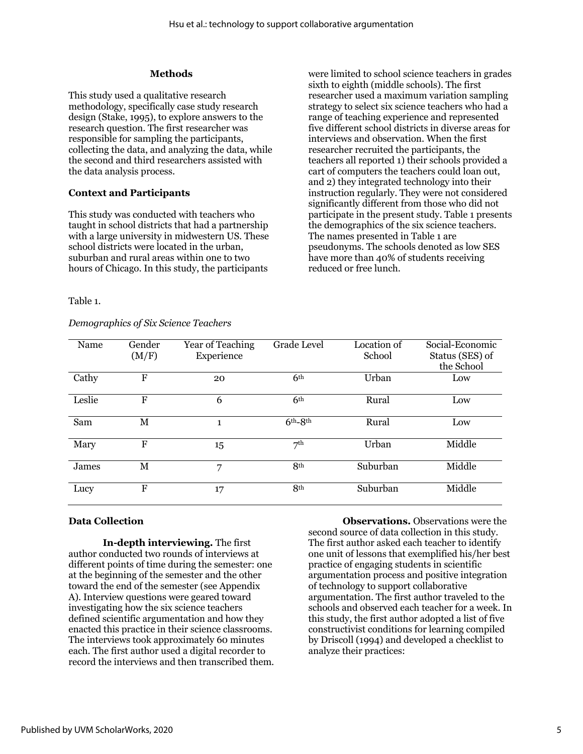## Methods

This study used a qualitative research methodology, specifically case study research design (Stake, 1995), to explore answers to the research question. The first researcher was responsible for sampling the participants, collecting the data, and analyzing the data, while the second and third researchers assisted with the data analysis process.

### Context and Participants

This study was conducted with teachers who taught in school districts that had a partnership with a large university in midwestern US. These school districts were located in the urban, suburban and rural areas within one to two hours of Chicago. In this study, the participants were limited to school science teachers in grades sixth to eighth (middle schools). The first researcher used a maximum variation sampling strategy to select six science teachers who had a range of teaching experience and represented five different school districts in diverse areas for interviews and observation. When the first researcher recruited the participants, the teachers all reported 1) their schools provided a cart of computers the teachers could loan out, and 2) they integrated technology into their instruction regularly. They were not considered significantly different from those who did not participate in the present study. Table 1 presents the demographics of the six science teachers. The names presented in Table 1 are pseudonyms. The schools denoted as low SES have more than 40% of students receiving reduced or free lunch.

Table 1.

*Demographics of Six Science Teachers*

| Name | Gender (M/F) | Year of Teaching Experience | Grade Level | Location of School | Social-Economic Status (SES) of the School |
|---|---|---|---|---|---|
| Cathy | F | 20 | 6th | Urban | Low |
| Leslie | F | 6 | 6th | Rural | Low |
| Sam | M | 1 | 6th-8th | Rural | Low |
| Mary | F | 15 | 7th | Urban | Middle |
| James | M | 7 | 8th | Suburban | Middle |
| Lucy | F | 17 | 8th | Suburban | Middle |

### Data Collection

**In-depth interviewing.** The first author conducted two rounds of interviews at different points of time during the semester: one at the beginning of the semester and the other toward the end of the semester (see Appendix A). Interview questions were geared toward investigating how the six science teachers defined scientific argumentation and how they enacted this practice in their science classrooms. The interviews took approximately 60 minutes each. The first author used a digital recorder to record the interviews and then transcribed them.

**Observations.** Observations were the second source of data collection in this study. The first author asked each teacher to identify one unit of lessons that exemplified his/her best practice of engaging students in scientific argumentation process and positive integration of technology to support collaborative argumentation. The first author traveled to the schools and observed each teacher for a week. In this study, the first author adopted a list of five constructivist conditions for learning compiled by Driscoll (1994) and developed a checklist to analyze their practices: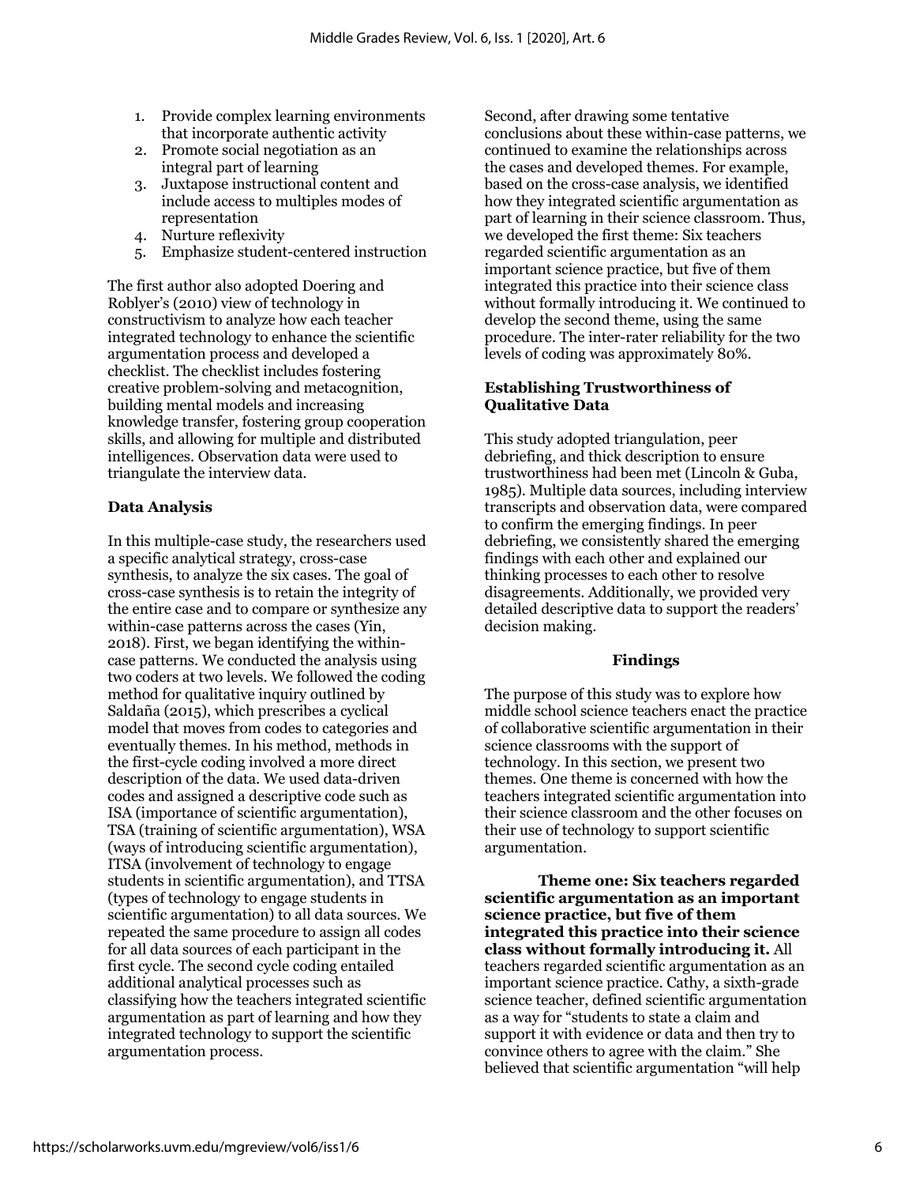1. Provide complex learning environments that incorporate authentic activity
2. Promote social negotiation as an integral part of learning
3. Juxtapose instructional content and include access to multiples modes of representation
4. Nurture reflexivity
5. Emphasize student-centered instruction

The first author also adopted Doering and Roblyer's (2010) view of technology in constructivism to analyze how each teacher integrated technology to enhance the scientific argumentation process and developed a checklist. The checklist includes fostering creative problem-solving and metacognition, building mental models and increasing knowledge transfer, fostering group cooperation skills, and allowing for multiple and distributed intelligences. Observation data were used to triangulate the interview data.

### Data Analysis

In this multiple-case study, the researchers used a specific analytical strategy, cross-case synthesis, to analyze the six cases. The goal of cross-case synthesis is to retain the integrity of the entire case and to compare or synthesize any within-case patterns across the cases (Yin, 2018). First, we began identifying the within-case patterns. We conducted the analysis using two coders at two levels. We followed the coding method for qualitative inquiry outlined by Saldaña (2015), which prescribes a cyclical model that moves from codes to categories and eventually themes. In his method, methods in the first-cycle coding involved a more direct description of the data. We used data-driven codes and assigned a descriptive code such as ISA (importance of scientific argumentation), TSA (training of scientific argumentation), WSA (ways of introducing scientific argumentation), ITSA (involvement of technology to engage students in scientific argumentation), and TTSA (types of technology to engage students in scientific argumentation) to all data sources. We repeated the same procedure to assign all codes for all data sources of each participant in the first cycle. The second cycle coding entailed additional analytical processes such as classifying how the teachers integrated scientific argumentation as part of learning and how they integrated technology to support the scientific argumentation process.

Second, after drawing some tentative conclusions about these within-case patterns, we continued to examine the relationships across the cases and developed themes. For example, based on the cross-case analysis, we identified how they integrated scientific argumentation as part of learning in their science classroom. Thus, we developed the first theme: Six teachers regarded scientific argumentation as an important science practice, but five of them integrated this practice into their science class without formally introducing it. We continued to develop the second theme, using the same procedure. The inter-rater reliability for the two levels of coding was approximately 80%.

### Establishing Trustworthiness of Qualitative Data

This study adopted triangulation, peer debriefing, and thick description to ensure trustworthiness had been met (Lincoln & Guba, 1985). Multiple data sources, including interview transcripts and observation data, were compared to confirm the emerging findings. In peer debriefing, we consistently shared the emerging findings with each other and explained our thinking processes to each other to resolve disagreements. Additionally, we provided very detailed descriptive data to support the readers' decision making.

## Findings

The purpose of this study was to explore how middle school science teachers enact the practice of collaborative scientific argumentation in their science classrooms with the support of technology. In this section, we present two themes. One theme is concerned with how the teachers integrated scientific argumentation into their science classroom and the other focuses on their use of technology to support scientific argumentation.

**Theme one: Six teachers regarded scientific argumentation as an important science practice, but five of them integrated this practice into their science class without formally introducing it.** All teachers regarded scientific argumentation as an important science practice. Cathy, a sixth-grade science teacher, defined scientific argumentation as a way for "students to state a claim and support it with evidence or data and then try to convince others to agree with the claim." She believed that scientific argumentation "will help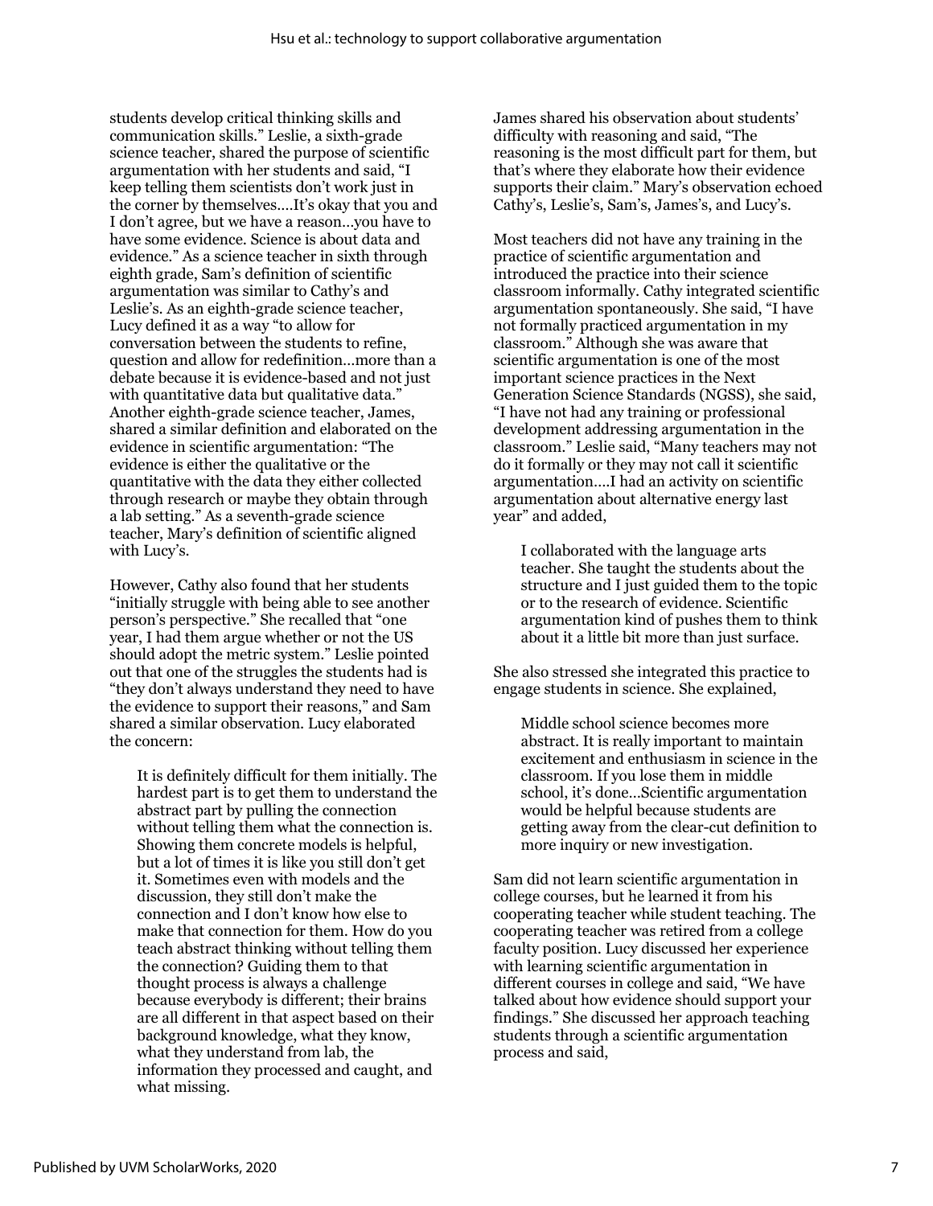students develop critical thinking skills and communication skills." Leslie, a sixth-grade science teacher, shared the purpose of scientific argumentation with her students and said, "I keep telling them scientists don't work just in the corner by themselves….It's okay that you and I don't agree, but we have a reason…you have to have some evidence. Science is about data and evidence." As a science teacher in sixth through eighth grade, Sam's definition of scientific argumentation was similar to Cathy's and Leslie's. As an eighth-grade science teacher, Lucy defined it as a way "to allow for conversation between the students to refine, question and allow for redefinition…more than a debate because it is evidence-based and not just with quantitative data but qualitative data." Another eighth-grade science teacher, James, shared a similar definition and elaborated on the evidence in scientific argumentation: "The evidence is either the qualitative or the quantitative with the data they either collected through research or maybe they obtain through a lab setting." As a seventh-grade science teacher, Mary's definition of scientific aligned with Lucy's.

However, Cathy also found that her students "initially struggle with being able to see another person's perspective." She recalled that "one year, I had them argue whether or not the US should adopt the metric system." Leslie pointed out that one of the struggles the students had is "they don't always understand they need to have the evidence to support their reasons," and Sam shared a similar observation. Lucy elaborated the concern:

> It is definitely difficult for them initially. The hardest part is to get them to understand the abstract part by pulling the connection without telling them what the connection is. Showing them concrete models is helpful, but a lot of times it is like you still don't get it. Sometimes even with models and the discussion, they still don't make the connection and I don't know how else to make that connection for them. How do you teach abstract thinking without telling them the connection? Guiding them to that thought process is always a challenge because everybody is different; their brains are all different in that aspect based on their background knowledge, what they know, what they understand from lab, the information they processed and caught, and what missing.

James shared his observation about students' difficulty with reasoning and said, "The reasoning is the most difficult part for them, but that's where they elaborate how their evidence supports their claim." Mary's observation echoed Cathy's, Leslie's, Sam's, James's, and Lucy's.

Most teachers did not have any training in the practice of scientific argumentation and introduced the practice into their science classroom informally. Cathy integrated scientific argumentation spontaneously. She said, "I have not formally practiced argumentation in my classroom." Although she was aware that scientific argumentation is one of the most important science practices in the Next Generation Science Standards (NGSS), she said, "I have not had any training or professional development addressing argumentation in the classroom." Leslie said, "Many teachers may not do it formally or they may not call it scientific argumentation….I had an activity on scientific argumentation about alternative energy last year" and added,

> I collaborated with the language arts teacher. She taught the students about the structure and I just guided them to the topic or to the research of evidence. Scientific argumentation kind of pushes them to think about it a little bit more than just surface.

She also stressed she integrated this practice to engage students in science. She explained,

> Middle school science becomes more abstract. It is really important to maintain excitement and enthusiasm in science in the classroom. If you lose them in middle school, it's done…Scientific argumentation would be helpful because students are getting away from the clear-cut definition to more inquiry or new investigation.

Sam did not learn scientific argumentation in college courses, but he learned it from his cooperating teacher while student teaching. The cooperating teacher was retired from a college faculty position. Lucy discussed her experience with learning scientific argumentation in different courses in college and said, "We have talked about how evidence should support your findings." She discussed her approach teaching students through a scientific argumentation process and said,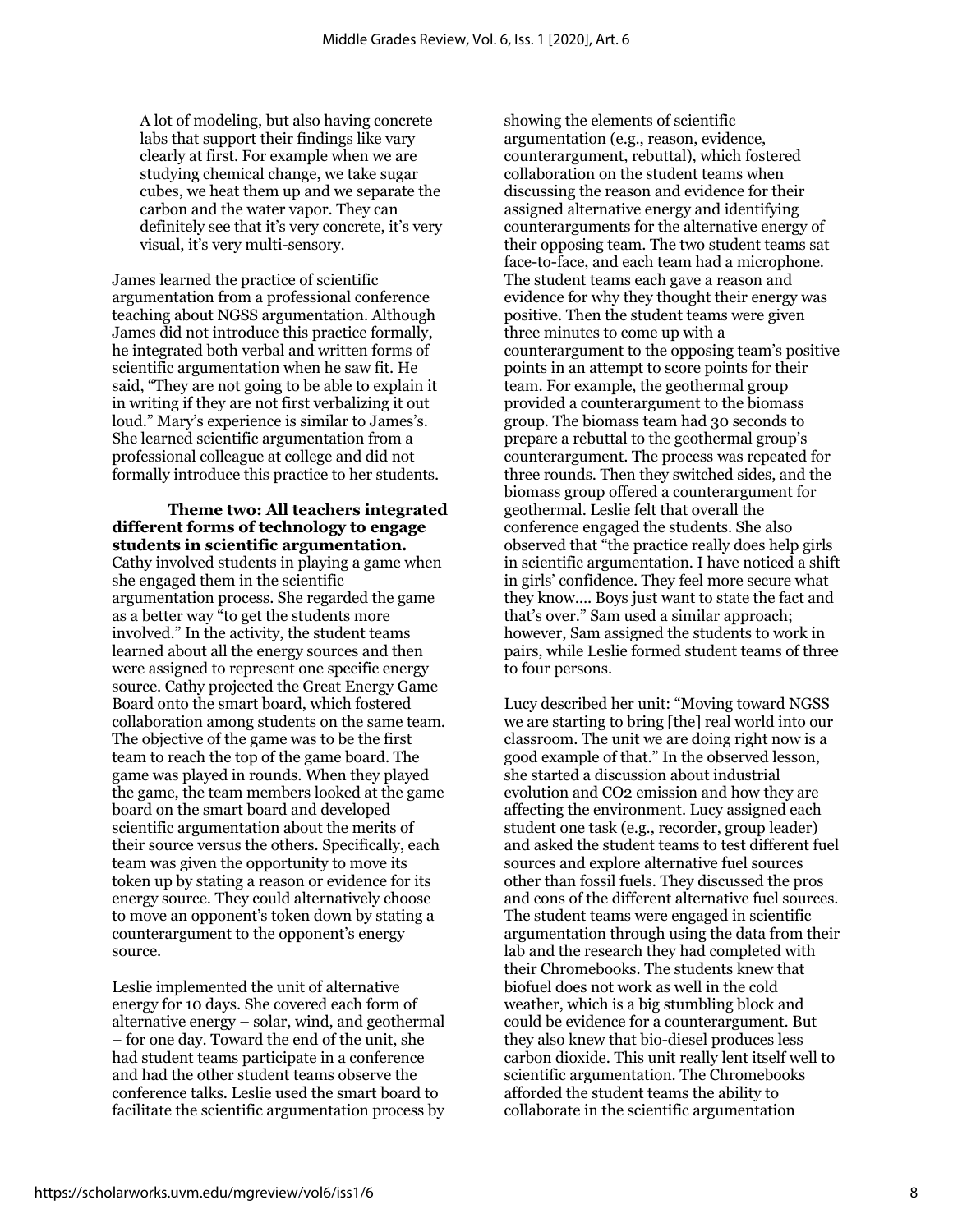> A lot of modeling, but also having concrete labs that support their findings like vary clearly at first. For example when we are studying chemical change, we take sugar cubes, we heat them up and we separate the carbon and the water vapor. They can definitely see that it's very concrete, it's very visual, it's very multi-sensory.

James learned the practice of scientific argumentation from a professional conference teaching about NGSS argumentation. Although James did not introduce this practice formally, he integrated both verbal and written forms of scientific argumentation when he saw fit. He said, "They are not going to be able to explain it in writing if they are not first verbalizing it out loud." Mary's experience is similar to James's. She learned scientific argumentation from a professional colleague at college and did not formally introduce this practice to her students.

**Theme two: All teachers integrated different forms of technology to engage students in scientific argumentation.** Cathy involved students in playing a game when she engaged them in the scientific argumentation process. She regarded the game as a better way "to get the students more involved." In the activity, the student teams learned about all the energy sources and then were assigned to represent one specific energy source. Cathy projected the Great Energy Game Board onto the smart board, which fostered collaboration among students on the same team. The objective of the game was to be the first team to reach the top of the game board. The game was played in rounds. When they played the game, the team members looked at the game board on the smart board and developed scientific argumentation about the merits of their source versus the others. Specifically, each team was given the opportunity to move its token up by stating a reason or evidence for its energy source. They could alternatively choose to move an opponent's token down by stating a counterargument to the opponent's energy source.

Leslie implemented the unit of alternative energy for 10 days. She covered each form of alternative energy – solar, wind, and geothermal – for one day. Toward the end of the unit, she had student teams participate in a conference and had the other student teams observe the conference talks. Leslie used the smart board to facilitate the scientific argumentation process by showing the elements of scientific argumentation (e.g., reason, evidence, counterargument, rebuttal), which fostered collaboration on the student teams when discussing the reason and evidence for their assigned alternative energy and identifying counterarguments for the alternative energy of their opposing team. The two student teams sat face-to-face, and each team had a microphone. The student teams each gave a reason and evidence for why they thought their energy was positive. Then the student teams were given three minutes to come up with a counterargument to the opposing team's positive points in an attempt to score points for their team. For example, the geothermal group provided a counterargument to the biomass group. The biomass team had 30 seconds to prepare a rebuttal to the geothermal group's counterargument. The process was repeated for three rounds. Then they switched sides, and the biomass group offered a counterargument for geothermal. Leslie felt that overall the conference engaged the students. She also observed that "the practice really does help girls in scientific argumentation. I have noticed a shift in girls' confidence. They feel more secure what they know…. Boys just want to state the fact and that's over." Sam used a similar approach; however, Sam assigned the students to work in pairs, while Leslie formed student teams of three to four persons.

Lucy described her unit: "Moving toward NGSS we are starting to bring [the] real world into our classroom. The unit we are doing right now is a good example of that." In the observed lesson, she started a discussion about industrial evolution and $CO_2$ emission and how they are affecting the environment. Lucy assigned each student one task (e.g., recorder, group leader) and asked the student teams to test different fuel sources and explore alternative fuel sources other than fossil fuels. They discussed the pros and cons of the different alternative fuel sources. The student teams were engaged in scientific argumentation through using the data from their lab and the research they had completed with their Chromebooks. The students knew that biofuel does not work as well in the cold weather, which is a big stumbling block and could be evidence for a counterargument. But they also knew that bio-diesel produces less carbon dioxide. This unit really lent itself well to scientific argumentation. The Chromebooks afforded the student teams the ability to collaborate in the scientific argumentation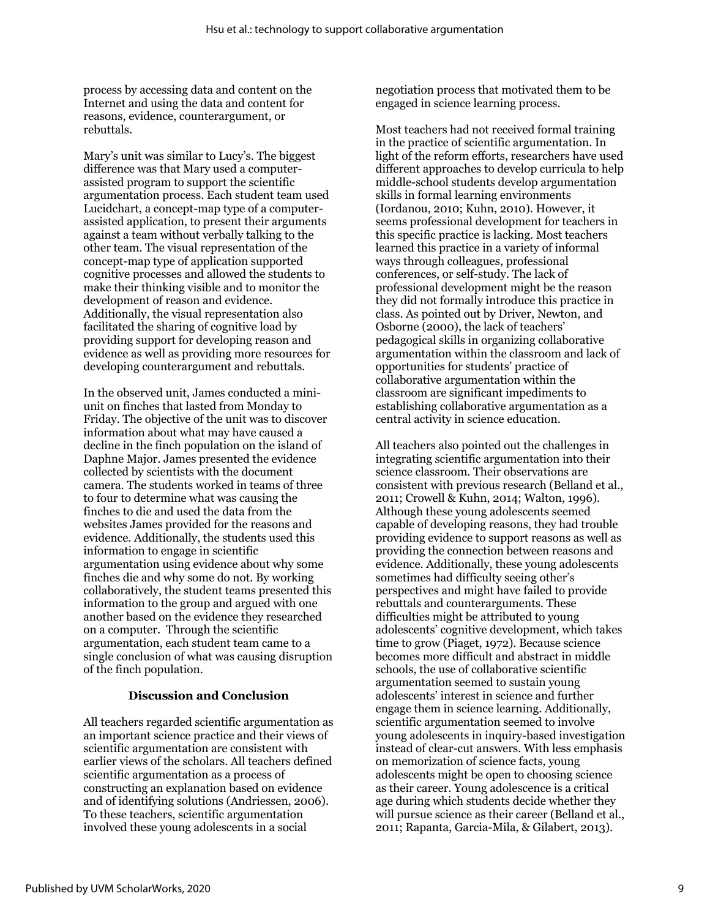process by accessing data and content on the Internet and using the data and content for reasons, evidence, counterargument, or rebuttals.

Mary's unit was similar to Lucy's. The biggest difference was that Mary used a computer-assisted program to support the scientific argumentation process. Each student team used Lucidchart, a concept-map type of a computer-assisted application, to present their arguments against a team without verbally talking to the other team. The visual representation of the concept-map type of application supported cognitive processes and allowed the students to make their thinking visible and to monitor the development of reason and evidence. Additionally, the visual representation also facilitated the sharing of cognitive load by providing support for developing reason and evidence as well as providing more resources for developing counterargument and rebuttals.

In the observed unit, James conducted a mini-unit on finches that lasted from Monday to Friday. The objective of the unit was to discover information about what may have caused a decline in the finch population on the island of Daphne Major. James presented the evidence collected by scientists with the document camera. The students worked in teams of three to four to determine what was causing the finches to die and used the data from the websites James provided for the reasons and evidence. Additionally, the students used this information to engage in scientific argumentation using evidence about why some finches die and why some do not. By working collaboratively, the student teams presented this information to the group and argued with one another based on the evidence they researched on a computer. Through the scientific argumentation, each student team came to a single conclusion of what was causing disruption of the finch population.

## Discussion and Conclusion

All teachers regarded scientific argumentation as an important science practice and their views of scientific argumentation are consistent with earlier views of the scholars. All teachers defined scientific argumentation as a process of constructing an explanation based on evidence and of identifying solutions (Andriessen, 2006). To these teachers, scientific argumentation involved these young adolescents in a social negotiation process that motivated them to be engaged in science learning process.

Most teachers had not received formal training in the practice of scientific argumentation. In light of the reform efforts, researchers have used different approaches to develop curricula to help middle-school students develop argumentation skills in formal learning environments (Iordanou, 2010; Kuhn, 2010). However, it seems professional development for teachers in this specific practice is lacking. Most teachers learned this practice in a variety of informal ways through colleagues, professional conferences, or self-study. The lack of professional development might be the reason they did not formally introduce this practice in class. As pointed out by Driver, Newton, and Osborne (2000), the lack of teachers' pedagogical skills in organizing collaborative argumentation within the classroom and lack of opportunities for students' practice of collaborative argumentation within the classroom are significant impediments to establishing collaborative argumentation as a central activity in science education.

All teachers also pointed out the challenges in integrating scientific argumentation into their science classroom. Their observations are consistent with previous research (Belland et al., 2011; Crowell & Kuhn, 2014; Walton, 1996). Although these young adolescents seemed capable of developing reasons, they had trouble providing evidence to support reasons as well as providing the connection between reasons and evidence. Additionally, these young adolescents sometimes had difficulty seeing other's perspectives and might have failed to provide rebuttals and counterarguments. These difficulties might be attributed to young adolescents' cognitive development, which takes time to grow (Piaget, 1972). Because science becomes more difficult and abstract in middle schools, the use of collaborative scientific argumentation seemed to sustain young adolescents' interest in science and further engage them in science learning. Additionally, scientific argumentation seemed to involve young adolescents in inquiry-based investigation instead of clear-cut answers. With less emphasis on memorization of science facts, young adolescents might be open to choosing science as their career. Young adolescence is a critical age during which students decide whether they will pursue science as their career (Belland et al., 2011; Rapanta, Garcia-Mila, & Gilabert, 2013).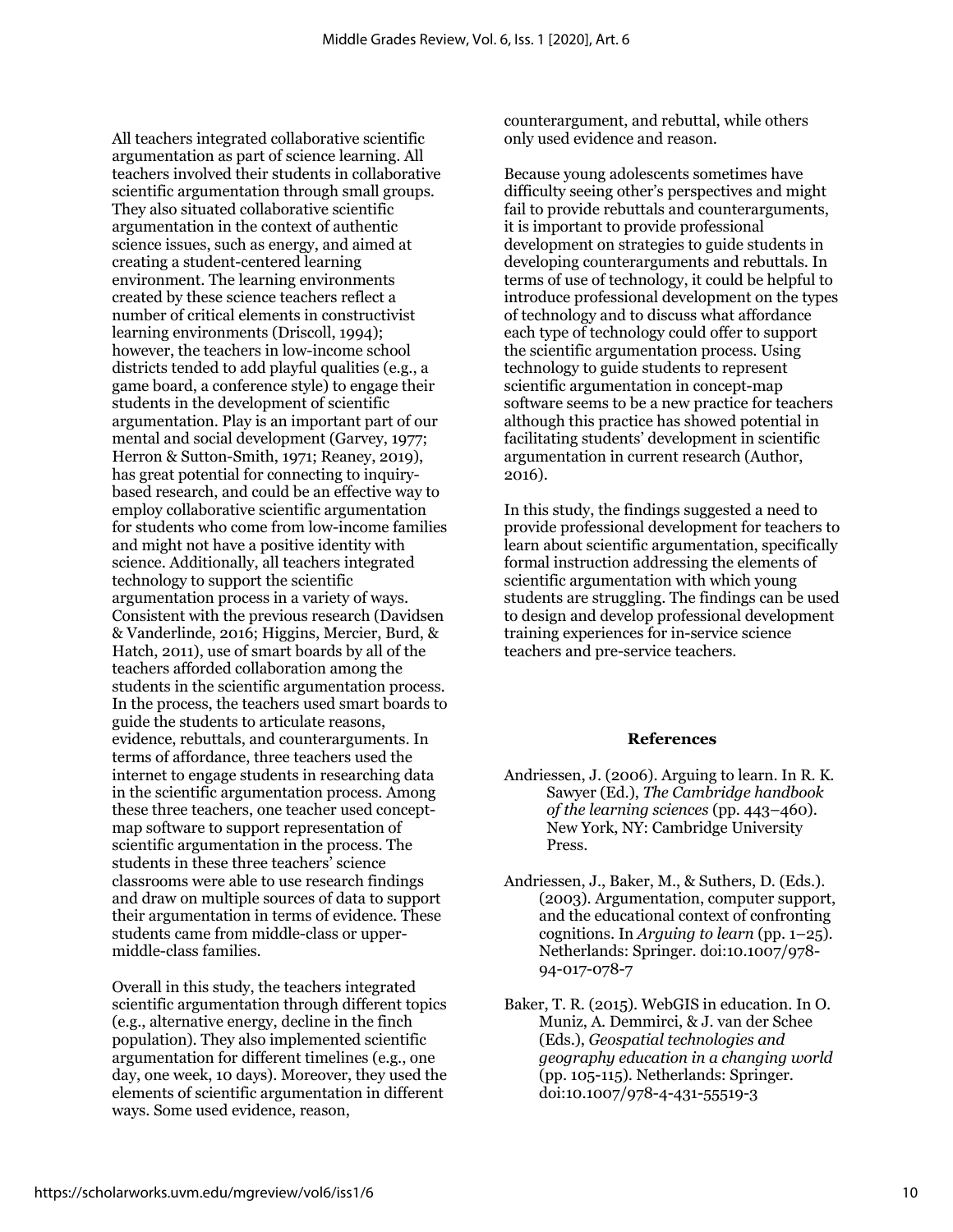All teachers integrated collaborative scientific argumentation as part of science learning. All teachers involved their students in collaborative scientific argumentation through small groups. They also situated collaborative scientific argumentation in the context of authentic science issues, such as energy, and aimed at creating a student-centered learning environment. The learning environments created by these science teachers reflect a number of critical elements in constructivist learning environments (Driscoll, 1994); however, the teachers in low-income school districts tended to add playful qualities (e.g., a game board, a conference style) to engage their students in the development of scientific argumentation. Play is an important part of our mental and social development (Garvey, 1977; Herron & Sutton-Smith, 1971; Reaney, 2019), has great potential for connecting to inquiry-based research, and could be an effective way to employ collaborative scientific argumentation for students who come from low-income families and might not have a positive identity with science. Additionally, all teachers integrated technology to support the scientific argumentation process in a variety of ways. Consistent with the previous research (Davidsen & Vanderlinde, 2016; Higgins, Mercier, Burd, & Hatch, 2011), use of smart boards by all of the teachers afforded collaboration among the students in the scientific argumentation process. In the process, the teachers used smart boards to guide the students to articulate reasons, evidence, rebuttals, and counterarguments. In terms of affordance, three teachers used the internet to engage students in researching data in the scientific argumentation process. Among these three teachers, one teacher used concept-map software to support representation of scientific argumentation in the process. The students in these three teachers' science classrooms were able to use research findings and draw on multiple sources of data to support their argumentation in terms of evidence. These students came from middle-class or upper-middle-class families.

Overall in this study, the teachers integrated scientific argumentation through different topics (e.g., alternative energy, decline in the finch population). They also implemented scientific argumentation for different timelines (e.g., one day, one week, 10 days). Moreover, they used the elements of scientific argumentation in different ways. Some used evidence, reason, counterargument, and rebuttal, while others only used evidence and reason.

Because young adolescents sometimes have difficulty seeing other's perspectives and might fail to provide rebuttals and counterarguments, it is important to provide professional development on strategies to guide students in developing counterarguments and rebuttals. In terms of use of technology, it could be helpful to introduce professional development on the types of technology and to discuss what affordance each type of technology could offer to support the scientific argumentation process. Using technology to guide students to represent scientific argumentation in concept-map software seems to be a new practice for teachers although this practice has showed potential in facilitating students' development in scientific argumentation in current research (Author, 2016).

In this study, the findings suggested a need to provide professional development for teachers to learn about scientific argumentation, specifically formal instruction addressing the elements of scientific argumentation with which young students are struggling. The findings can be used to design and develop professional development training experiences for in-service science teachers and pre-service teachers.

## References

Andriessen, J. (2006). Arguing to learn. In R. K. Sawyer (Ed.), *The Cambridge handbook of the learning sciences* (pp. 443–460). New York, NY: Cambridge University Press.

Andriessen, J., Baker, M., & Suthers, D. (Eds.). (2003). Argumentation, computer support, and the educational context of confronting cognitions. In *Arguing to learn* (pp. 1–25). Netherlands: Springer. doi:10.1007/978-94-017-078-7

Baker, T. R. (2015). WebGIS in education. In O. Muniz, A. Demmirci, & J. van der Schee (Eds.), *Geospatial technologies and geography education in a changing world* (pp. 105-115). Netherlands: Springer. doi:10.1007/978-4-431-55519-3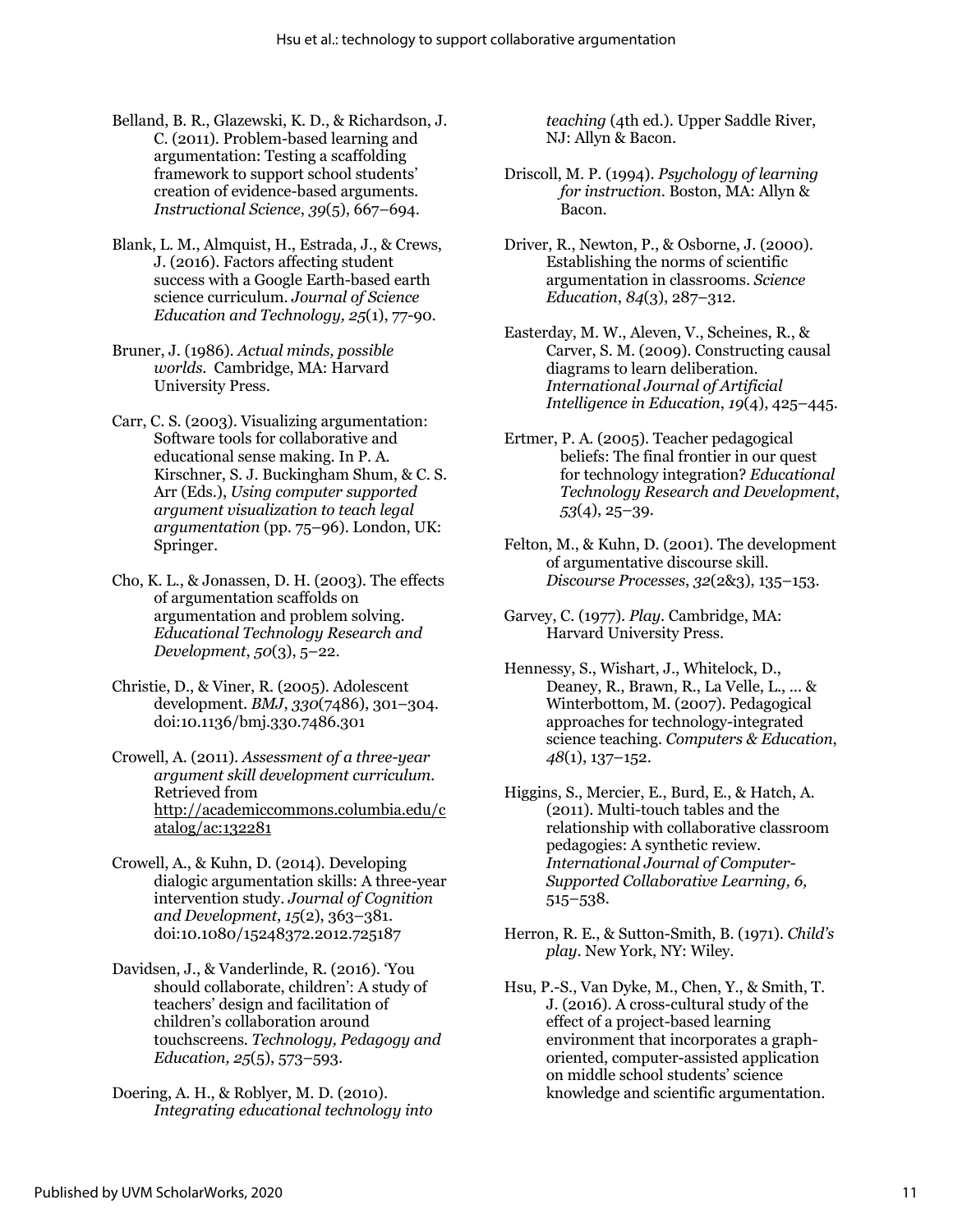Belland, B. R., Glazewski, K. D., & Richardson, J. C. (2011). Problem-based learning and argumentation: Testing a scaffolding framework to support school students' creation of evidence-based arguments. *Instructional Science*, *39*(5), 667–694.

Blank, L. M., Almquist, H., Estrada, J., & Crews, J. (2016). Factors affecting student success with a Google Earth-based earth science curriculum. *Journal of Science Education and Technology, 25*(1), 77-90.

Bruner, J. (1986). *Actual minds, possible worlds*. Cambridge, MA: Harvard University Press.

Carr, C. S. (2003). Visualizing argumentation: Software tools for collaborative and educational sense making. In P. A. Kirschner, S. J. Buckingham Shum, & C. S. Arr (Eds.), *Using computer supported argument visualization to teach legal argumentation* (pp. 75–96). London, UK: Springer.

Cho, K. L., & Jonassen, D. H. (2003). The effects of argumentation scaffolds on argumentation and problem solving. *Educational Technology Research and Development*, *50*(3), 5–22.

Christie, D., & Viner, R. (2005). Adolescent development. *BMJ*, *330*(7486), 301–304. doi:10.1136/bmj.330.7486.301

Crowell, A. (2011). *Assessment of a three-year argument skill development curriculum*. Retrieved from http://academiccommons.columbia.edu/catalog/ac:132281

Crowell, A., & Kuhn, D. (2014). Developing dialogic argumentation skills: A three-year intervention study. *Journal of Cognition and Development*, *15*(2), 363–381. doi:10.1080/15248372.2012.725187

Davidsen, J., & Vanderlinde, R. (2016). 'You should collaborate, children': A study of teachers' design and facilitation of children's collaboration around touchscreens. *Technology, Pedagogy and Education, 25*(5), 573–593.

Doering, A. H., & Roblyer, M. D. (2010). *Integrating educational technology into teaching* (4th ed.). Upper Saddle River, NJ: Allyn & Bacon.

Driscoll, M. P. (1994). *Psychology of learning for instruction*. Boston, MA: Allyn & Bacon.

Driver, R., Newton, P., & Osborne, J. (2000). Establishing the norms of scientific argumentation in classrooms. *Science Education*, *84*(3), 287–312.

Easterday, M. W., Aleven, V., Scheines, R., & Carver, S. M. (2009). Constructing causal diagrams to learn deliberation. *International Journal of Artificial Intelligence in Education*, *19*(4), 425–445.

Ertmer, P. A. (2005). Teacher pedagogical beliefs: The final frontier in our quest for technology integration? *Educational Technology Research and Development*, *53*(4), 25–39.

Felton, M., & Kuhn, D. (2001). The development of argumentative discourse skill. *Discourse Processes*, *32*(2&3), 135–153.

Garvey, C. (1977). *Play*. Cambridge, MA: Harvard University Press.

Hennessy, S., Wishart, J., Whitelock, D., Deaney, R., Brawn, R., La Velle, L., ... & Winterbottom, M. (2007). Pedagogical approaches for technology-integrated science teaching. *Computers & Education*, *48*(1), 137–152.

Higgins, S., Mercier, E., Burd, E., & Hatch, A. (2011). Multi-touch tables and the relationship with collaborative classroom pedagogies: A synthetic review. *International Journal of Computer-Supported Collaborative Learning, 6,* 515–538.

Herron, R. E., & Sutton-Smith, B. (1971). *Child's play*. New York, NY: Wiley.

Hsu, P.-S., Van Dyke, M., Chen, Y., & Smith, T. J. (2016). A cross-cultural study of the effect of a project-based learning environment that incorporates a graph-oriented, computer-assisted application on middle school students' science knowledge and scientific argumentation.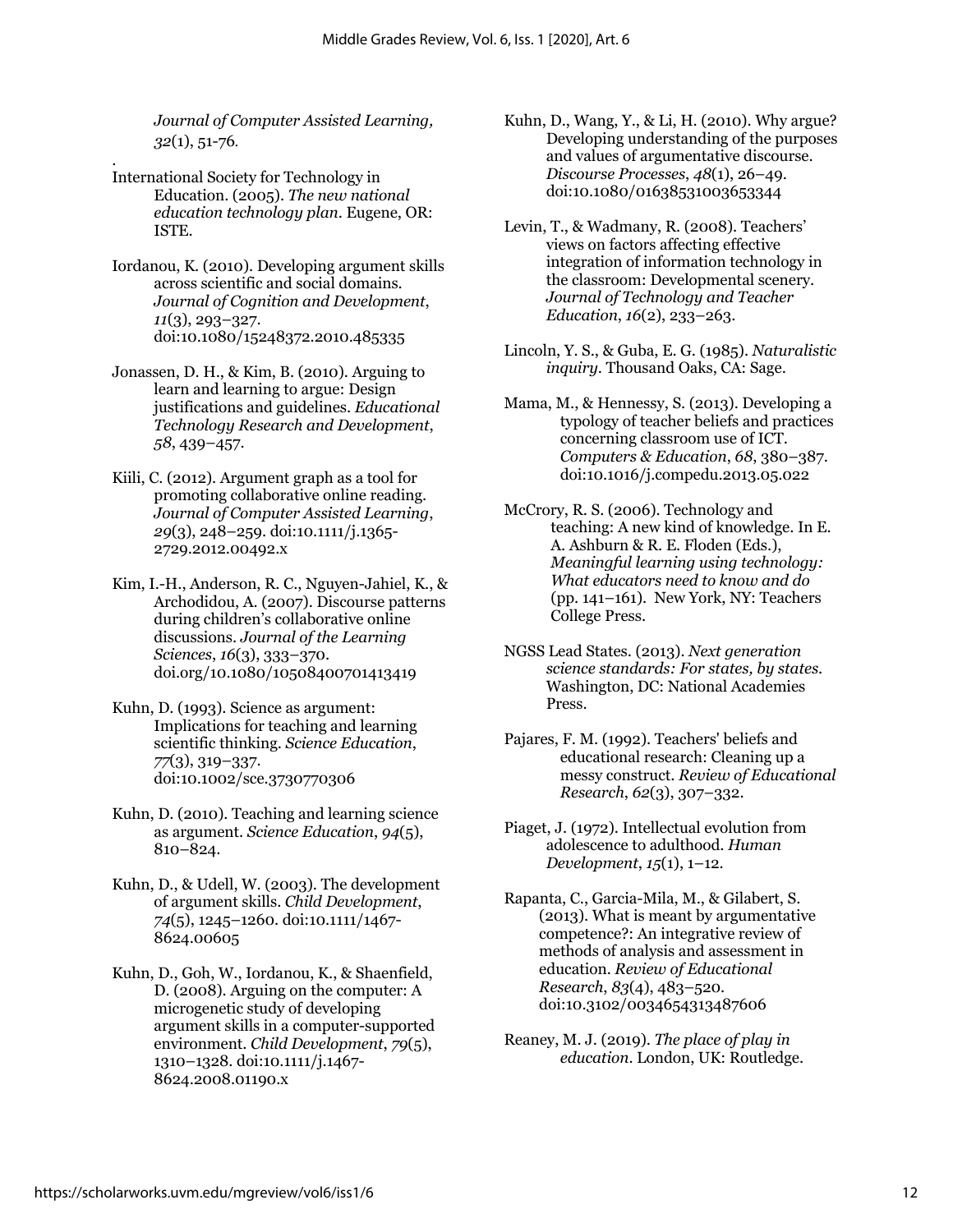*Journal of Computer Assisted Learning, 32*(1), 51-76.

.

International Society for Technology in Education. (2005). *The new national education technology plan*. Eugene, OR: ISTE.

Iordanou, K. (2010). Developing argument skills across scientific and social domains. *Journal of Cognition and Development*, *11*(3), 293–327. doi:10.1080/15248372.2010.485335

Jonassen, D. H., & Kim, B. (2010). Arguing to learn and learning to argue: Design justifications and guidelines. *Educational Technology Research and Development*, *58*, 439–457.

Kiili, C. (2012). Argument graph as a tool for promoting collaborative online reading. *Journal of Computer Assisted Learning*, *29*(3), 248–259. doi:10.1111/j.1365-2729.2012.00492.x

Kim, I.-H., Anderson, R. C., Nguyen-Jahiel, K., & Archodidou, A. (2007). Discourse patterns during children's collaborative online discussions. *Journal of the Learning Sciences*, *16*(3), 333–370. doi.org/10.1080/10508400701413419

Kuhn, D. (1993). Science as argument: Implications for teaching and learning scientific thinking. *Science Education*, *77*(3), 319–337. doi:10.1002/sce.3730770306

Kuhn, D. (2010). Teaching and learning science as argument. *Science Education*, *94*(5), 810–824.

Kuhn, D., & Udell, W. (2003). The development of argument skills. *Child Development*, *74*(5), 1245–1260. doi:10.1111/1467-8624.00605

Kuhn, D., Goh, W., Iordanou, K., & Shaenfield, D. (2008). Arguing on the computer: A microgenetic study of developing argument skills in a computer-supported environment. *Child Development*, *79*(5), 1310–1328. doi:10.1111/j.1467-8624.2008.01190.x

Kuhn, D., Wang, Y., & Li, H. (2010). Why argue? Developing understanding of the purposes and values of argumentative discourse. *Discourse Processes*, *48*(1), 26–49. doi:10.1080/01638531003653344

Levin, T., & Wadmany, R. (2008). Teachers' views on factors affecting effective integration of information technology in the classroom: Developmental scenery. *Journal of Technology and Teacher Education*, *16*(2), 233–263.

Lincoln, Y. S., & Guba, E. G. (1985). *Naturalistic inquiry*. Thousand Oaks, CA: Sage.

Mama, M., & Hennessy, S. (2013). Developing a typology of teacher beliefs and practices concerning classroom use of ICT. *Computers & Education*, *68*, 380–387. doi:10.1016/j.compedu.2013.05.022

McCrory, R. S. (2006). Technology and teaching: A new kind of knowledge. In E. A. Ashburn & R. E. Floden (Eds.), *Meaningful learning using technology: What educators need to know and do* (pp. 141–161). New York, NY: Teachers College Press.

NGSS Lead States. (2013). *Next generation science standards: For states, by states*. Washington, DC: National Academies Press.

Pajares, F. M. (1992). Teachers' beliefs and educational research: Cleaning up a messy construct. *Review of Educational Research*, *62*(3), 307–332.

Piaget, J. (1972). Intellectual evolution from adolescence to adulthood. *Human Development*, *15*(1), 1–12.

Rapanta, C., Garcia-Mila, M., & Gilabert, S. (2013). What is meant by argumentative competence?: An integrative review of methods of analysis and assessment in education. *Review of Educational Research*, *83*(4), 483–520. doi:10.3102/0034654313487606

Reaney, M. J. (2019). *The place of play in education*. London, UK: Routledge.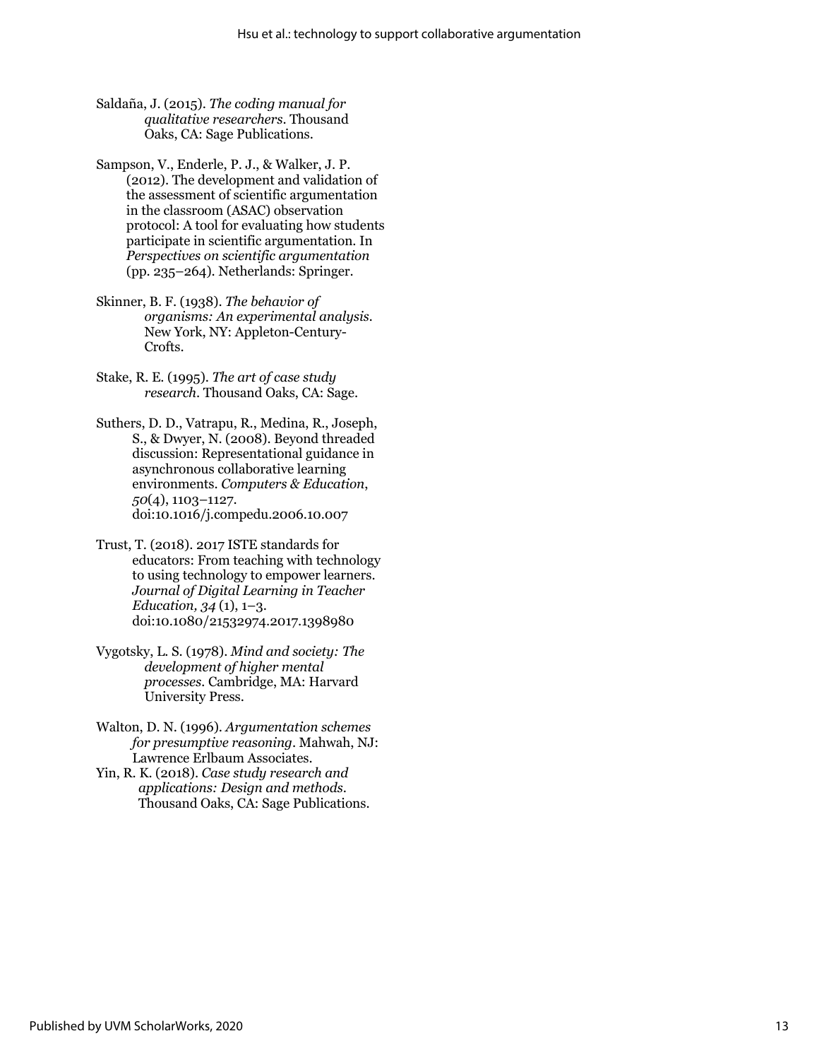Saldaña, J. (2015). *The coding manual for qualitative researchers*. Thousand Oaks, CA: Sage Publications.

Sampson, V., Enderle, P. J., & Walker, J. P. (2012). The development and validation of the assessment of scientific argumentation in the classroom (ASAC) observation protocol: A tool for evaluating how students participate in scientific argumentation. In *Perspectives on scientific argumentation* (pp. 235–264). Netherlands: Springer.

Skinner, B. F. (1938). *The behavior of organisms: An experimental analysis*. New York, NY: Appleton-Century-Crofts.

Stake, R. E. (1995). *The art of case study research*. Thousand Oaks, CA: Sage.

Suthers, D. D., Vatrapu, R., Medina, R., Joseph, S., & Dwyer, N. (2008). Beyond threaded discussion: Representational guidance in asynchronous collaborative learning environments. *Computers & Education*, *50*(4), 1103–1127. doi:10.1016/j.compedu.2006.10.007

Trust, T. (2018). 2017 ISTE standards for educators: From teaching with technology to using technology to empower learners. *Journal of Digital Learning in Teacher Education, 34* (1), 1–3. doi:10.1080/21532974.2017.1398980

Vygotsky, L. S. (1978). *Mind and society: The development of higher mental processes*. Cambridge, MA: Harvard University Press.

Walton, D. N. (1996). *Argumentation schemes for presumptive reasoning*. Mahwah, NJ: Lawrence Erlbaum Associates.

Yin, R. K. (2018). *Case study research and applications: Design and methods*. Thousand Oaks, CA: Sage Publications.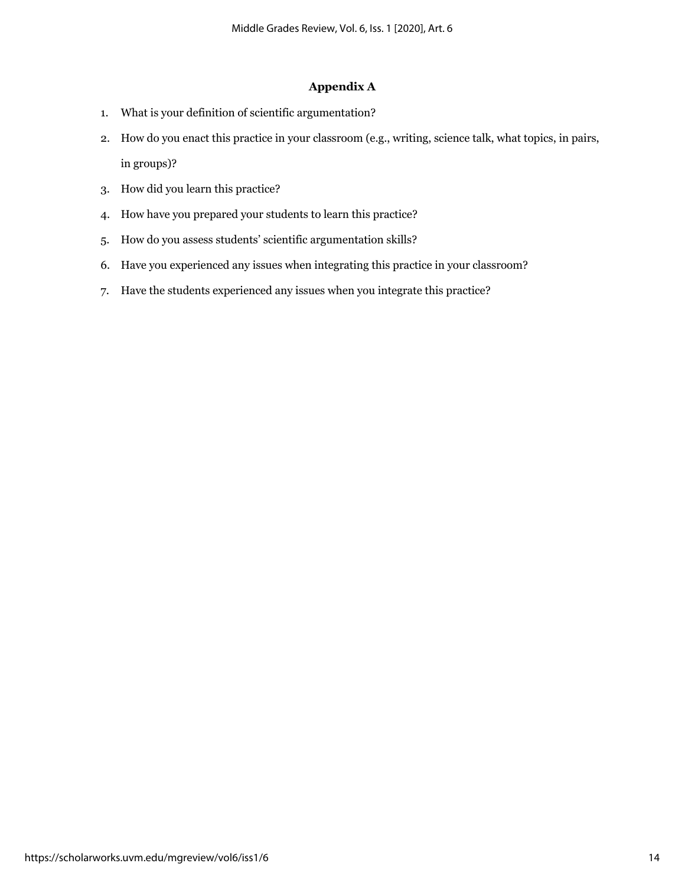## Appendix A

1. What is your definition of scientific argumentation?
2. How do you enact this practice in your classroom (e.g., writing, science talk, what topics, in pairs, in groups)?
3. How did you learn this practice?
4. How have you prepared your students to learn this practice?
5. How do you assess students' scientific argumentation skills?
6. Have you experienced any issues when integrating this practice in your classroom?
7. Have the students experienced any issues when you integrate this practice?